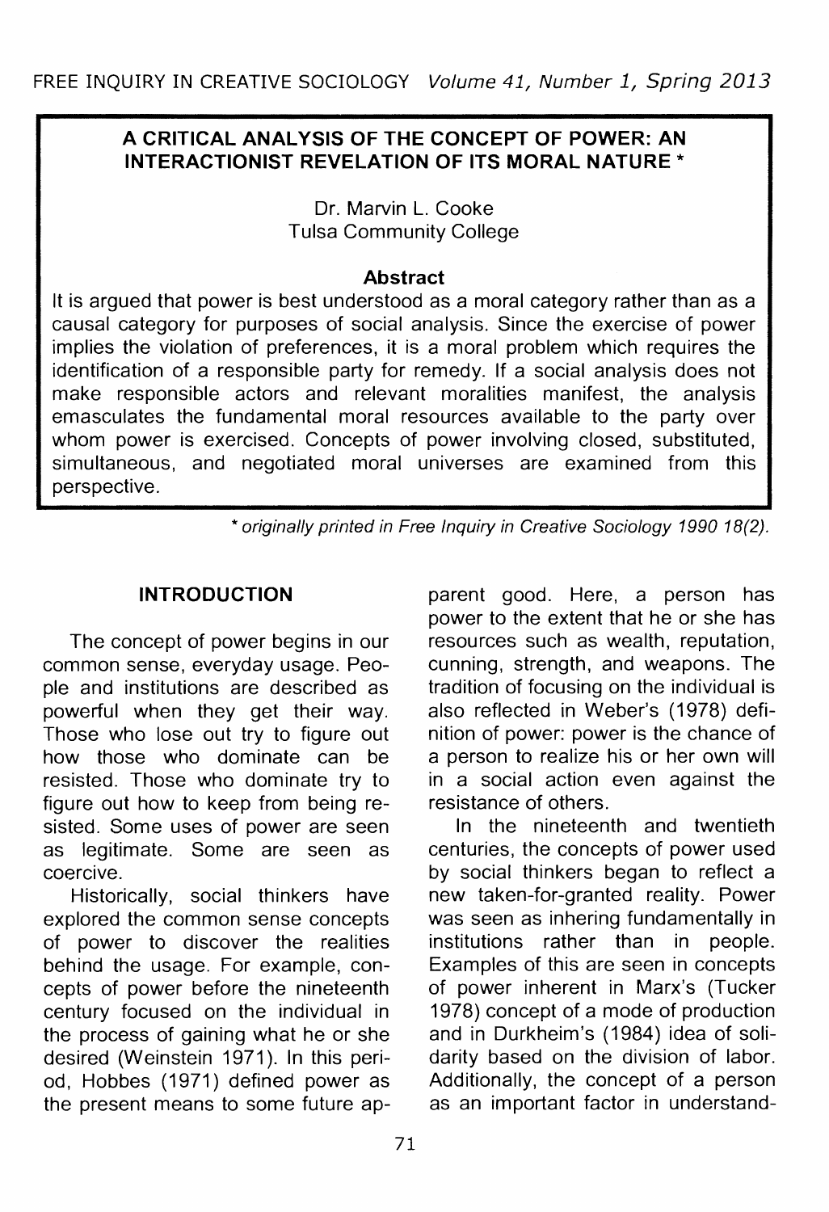# A CRITICAL ANALYSIS OF THE CONCEPT OF POWER: AN INTERACTIONIST REVELATION OF ITS MORAL NATURE *

Dr. Marvin L. Cooke
Tulsa Community College

### Abstract

It is argued that power is best understood as a moral category rather than as a causal category for purposes of social analysis. Since the exercise of power implies the violation of preferences, it is a moral problem which requires the identification of a responsible party for remedy. If a social analysis does not make responsible actors and relevant moralities manifest, the analysis emasculates the fundamental moral resources available to the party over whom power is exercised. Concepts of power involving closed, substituted, simultaneous, and negotiated moral universes are examined from this perspective.

*\* originally printed in Free Inquiry in Creative Sociology 1990 18(2).*

## INTRODUCTION

The concept of power begins in our common sense, everyday usage. People and institutions are described as powerful when they get their way. Those who lose out try to figure out how those who dominate can be resisted. Those who dominate try to figure out how to keep from being resisted. Some uses of power are seen as legitimate. Some are seen as coercive.

Historically, social thinkers have explored the common sense concepts of power to discover the realities behind the usage. For example, concepts of power before the nineteenth century focused on the individual in the process of gaining what he or she desired (Weinstein 1971). In this period, Hobbes (1971) defined power as the present means to some future apparent good. Here, a person has power to the extent that he or she has resources such as wealth, reputation, cunning, strength, and weapons. The tradition of focusing on the individual is also reflected in Weber's (1978) definition of power: power is the chance of a person to realize his or her own will in a social action even against the resistance of others.

In the nineteenth and twentieth centuries, the concepts of power used by social thinkers began to reflect a new taken-for-granted reality. Power was seen as inhering fundamentally in institutions rather than in people. Examples of this are seen in concepts of power inherent in Marx's (Tucker 1978) concept of a mode of production and in Durkheim's (1984) idea of solidarity based on the division of labor. Additionally, the concept of a person as an important factor in understand-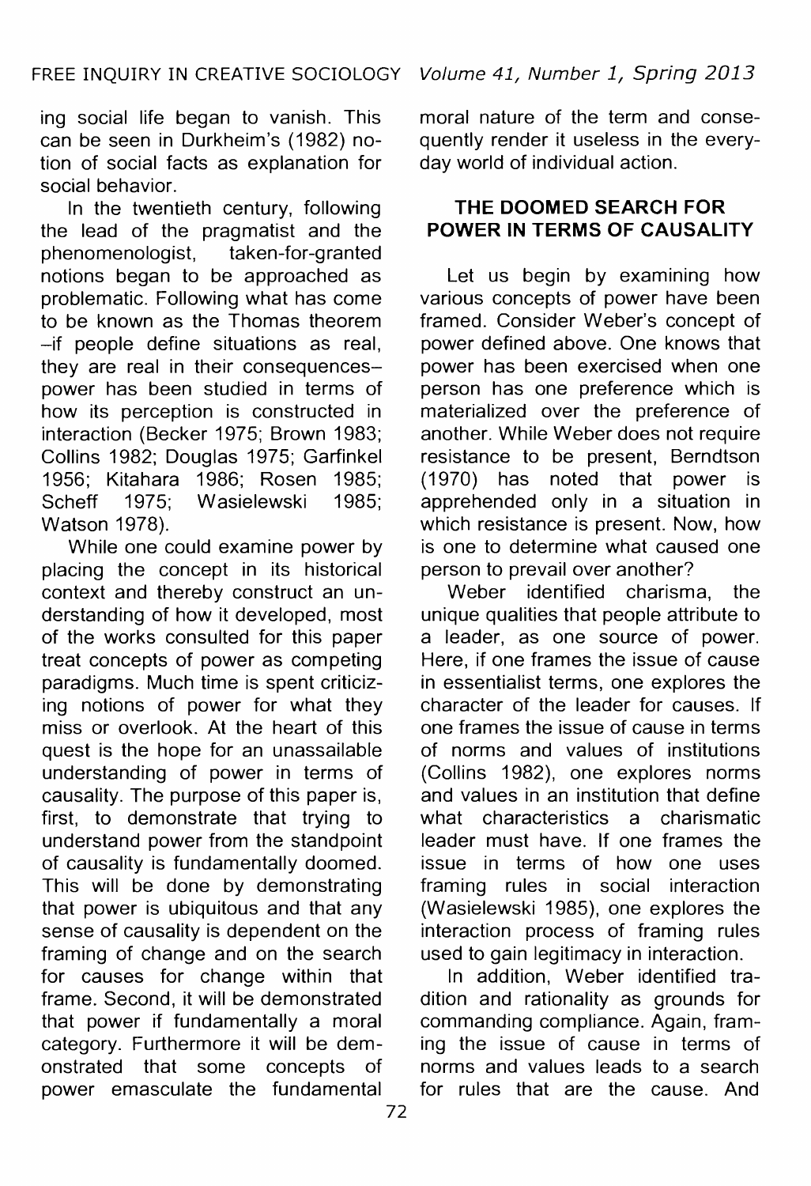ing social life began to vanish. This can be seen in Durkheim's (1982) notion of social facts as explanation for social behavior.

In the twentieth century, following the lead of the pragmatist and the phenomenologist, taken-for-granted notions began to be approached as problematic. Following what has come to be known as the Thomas theorem –if people define situations as real, they are real in their consequences– power has been studied in terms of how its perception is constructed in interaction (Becker 1975; Brown 1983; Collins 1982; Douglas 1975; Garfinkel 1956; Kitahara 1986; Rosen 1985; Scheff 1975; Wasielewski 1985; Watson 1978).

While one could examine power by placing the concept in its historical context and thereby construct an understanding of how it developed, most of the works consulted for this paper treat concepts of power as competing paradigms. Much time is spent criticizing notions of power for what they miss or overlook. At the heart of this quest is the hope for an unassailable understanding of power in terms of causality. The purpose of this paper is, first, to demonstrate that trying to understand power from the standpoint of causality is fundamentally doomed. This will be done by demonstrating that power is ubiquitous and that any sense of causality is dependent on the framing of change and on the search for causes for change within that frame. Second, it will be demonstrated that power if fundamentally a moral category. Furthermore it will be demonstrated that some concepts of power emasculate the fundamental moral nature of the term and consequently render it useless in the everyday world of individual action.

## THE DOOMED SEARCH FOR POWER IN TERMS OF CAUSALITY

Let us begin by examining how various concepts of power have been framed. Consider Weber's concept of power defined above. One knows that power has been exercised when one person has one preference which is materialized over the preference of another. While Weber does not require resistance to be present, Berndtson (1970) has noted that power is apprehended only in a situation in which resistance is present. Now, how is one to determine what caused one person to prevail over another?

Weber identified charisma, the unique qualities that people attribute to a leader, as one source of power. Here, if one frames the issue of cause in essentialist terms, one explores the character of the leader for causes. If one frames the issue of cause in terms of norms and values of institutions (Collins 1982), one explores norms and values in an institution that define what characteristics a charismatic leader must have. If one frames the issue in terms of how one uses framing rules in social interaction (Wasielewski 1985), one explores the interaction process of framing rules used to gain legitimacy in interaction.

In addition, Weber identified tradition and rationality as grounds for commanding compliance. Again, framing the issue of cause in terms of norms and values leads to a search for rules that are the cause. And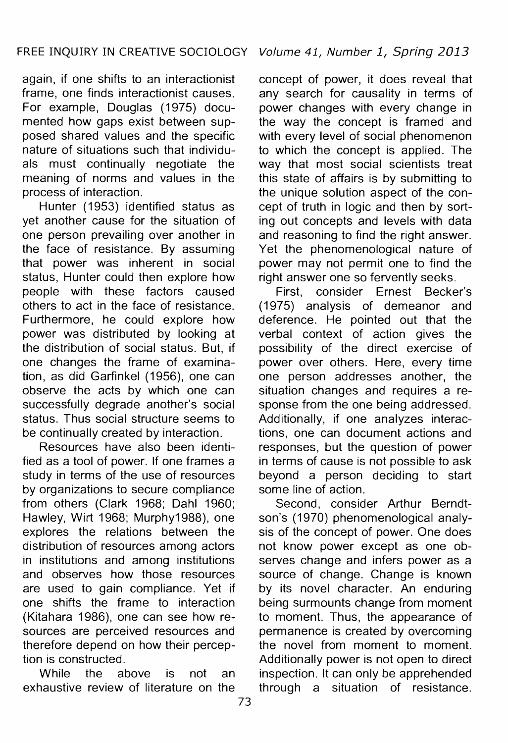again, if one shifts to an interactionist frame, one finds interactionist causes. For example, Douglas (1975) documented how gaps exist between supposed shared values and the specific nature of situations such that individuals must continually negotiate the meaning of norms and values in the process of interaction.

Hunter (1953) identified status as yet another cause for the situation of one person prevailing over another in the face of resistance. By assuming that power was inherent in social status, Hunter could then explore how people with these factors caused others to act in the face of resistance. Furthermore, he could explore how power was distributed by looking at the distribution of social status. But, if one changes the frame of examination, as did Garfinkel (1956), one can observe the acts by which one can successfully degrade another's social status. Thus social structure seems to be continually created by interaction.

Resources have also been identified as a tool of power. If one frames a study in terms of the use of resources by organizations to secure compliance from others (Clark 1968; Dahl 1960; Hawley, Wirt 1968; Murphy1988), one explores the relations between the distribution of resources among actors in institutions and among institutions and observes how those resources are used to gain compliance. Yet if one shifts the frame to interaction (Kitahara 1986), one can see how resources are perceived resources and therefore depend on how their perception is constructed.

While the above is not an exhaustive review of literature on the concept of power, it does reveal that any search for causality in terms of power changes with every change in the way the concept is framed and with every level of social phenomenon to which the concept is applied. The way that most social scientists treat this state of affairs is by submitting to the unique solution aspect of the concept of truth in logic and then by sorting out concepts and levels with data and reasoning to find the right answer. Yet the phenomenological nature of power may not permit one to find the right answer one so fervently seeks.

First, consider Ernest Becker's (1975) analysis of demeanor and deference. He pointed out that the verbal context of action gives the possibility of the direct exercise of power over others. Here, every time one person addresses another, the situation changes and requires a response from the one being addressed. Additionally, if one analyzes interactions, one can document actions and responses, but the question of power in terms of cause is not possible to ask beyond a person deciding to start some line of action.

Second, consider Arthur Berndtson's (1970) phenomenological analysis of the concept of power. One does not know power except as one observes change and infers power as a source of change. Change is known by its novel character. An enduring being surmounts change from moment to moment. Thus, the appearance of permanence is created by overcoming the novel from moment to moment. Additionally power is not open to direct inspection. It can only be apprehended through a situation of resistance.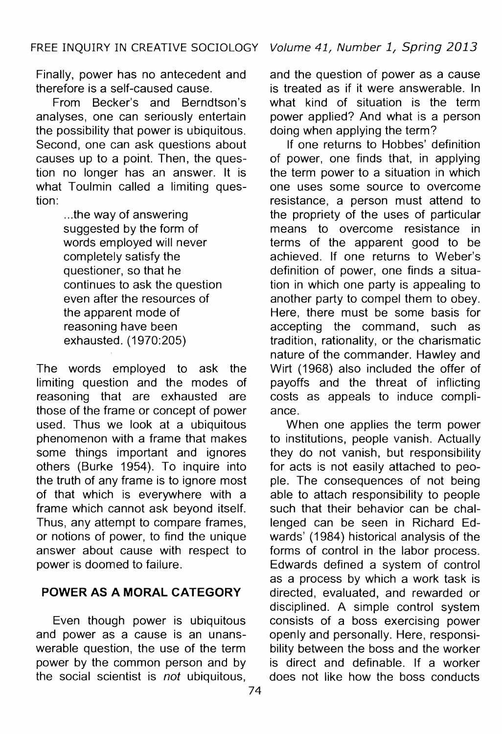Finally, power has no antecedent and therefore is a self-caused cause.

From Becker's and Berndtson's analyses, one can seriously entertain the possibility that power is ubiquitous. Second, one can ask questions about causes up to a point. Then, the question no longer has an answer. It is what Toulmin called a limiting question:

> ...the way of answering suggested by the form of words employed will never completely satisfy the questioner, so that he continues to ask the question even after the resources of the apparent mode of reasoning have been exhausted. (1970:205)

The words employed to ask the limiting question and the modes of reasoning that are exhausted are those of the frame or concept of power used. Thus we look at a ubiquitous phenomenon with a frame that makes some things important and ignores others (Burke 1954). To inquire into the truth of any frame is to ignore most of that which is everywhere with a frame which cannot ask beyond itself. Thus, any attempt to compare frames, or notions of power, to find the unique answer about cause with respect to power is doomed to failure.

## POWER AS A MORAL CATEGORY

Even though power is ubiquitous and power as a cause is an unanswerable question, the use of the term power by the common person and by the social scientist is *not* ubiquitous, and the question of power as a cause is treated as if it were answerable. In what kind of situation is the term power applied? And what is a person doing when applying the term?

If one returns to Hobbes' definition of power, one finds that, in applying the term power to a situation in which one uses some source to overcome resistance, a person must attend to the propriety of the uses of particular means to overcome resistance in terms of the apparent good to be achieved. If one returns to Weber's definition of power, one finds a situation in which one party is appealing to another party to compel them to obey. Here, there must be some basis for accepting the command, such as tradition, rationality, or the charismatic nature of the commander. Hawley and Wirt (1968) also included the offer of payoffs and the threat of inflicting costs as appeals to induce compliance.

When one applies the term power to institutions, people vanish. Actually they do not vanish, but responsibility for acts is not easily attached to people. The consequences of not being able to attach responsibility to people such that their behavior can be challenged can be seen in Richard Edwards' (1984) historical analysis of the forms of control in the labor process. Edwards defined a system of control as a process by which a work task is directed, evaluated, and rewarded or disciplined. A simple control system consists of a boss exercising power openly and personally. Here, responsibility between the boss and the worker is direct and definable. If a worker does not like how the boss conducts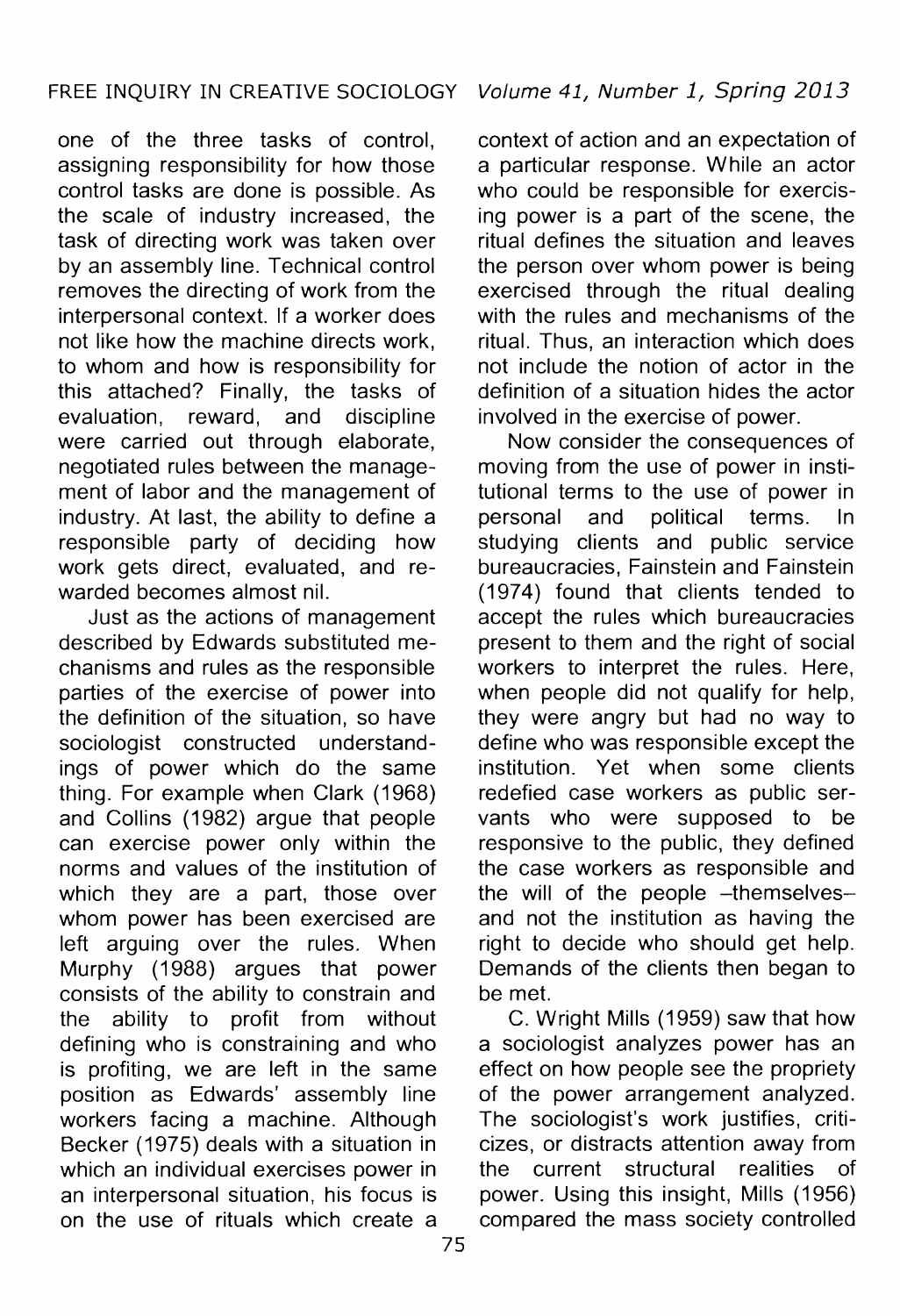one of the three tasks of control, assigning responsibility for how those control tasks are done is possible. As the scale of industry increased, the task of directing work was taken over by an assembly line. Technical control removes the directing of work from the interpersonal context. If a worker does not like how the machine directs work, to whom and how is responsibility for this attached? Finally, the tasks of evaluation, reward, and discipline were carried out through elaborate, negotiated rules between the management of labor and the management of industry. At last, the ability to define a responsible party of deciding how work gets direct, evaluated, and rewarded becomes almost nil.

Just as the actions of management described by Edwards substituted mechanisms and rules as the responsible parties of the exercise of power into the definition of the situation, so have sociologist constructed understandings of power which do the same thing. For example when Clark (1968) and Collins (1982) argue that people can exercise power only within the norms and values of the institution of which they are a part, those over whom power has been exercised are left arguing over the rules. When Murphy (1988) argues that power consists of the ability to constrain and the ability to profit from without defining who is constraining and who is profiting, we are left in the same position as Edwards' assembly line workers facing a machine. Although Becker (1975) deals with a situation in which an individual exercises power in an interpersonal situation, his focus is on the use of rituals which create a context of action and an expectation of a particular response. While an actor who could be responsible for exercising power is a part of the scene, the ritual defines the situation and leaves the person over whom power is being exercised through the ritual dealing with the rules and mechanisms of the ritual. Thus, an interaction which does not include the notion of actor in the definition of a situation hides the actor involved in the exercise of power.

Now consider the consequences of moving from the use of power in institutional terms to the use of power in personal and political terms. In studying clients and public service bureaucracies, Fainstein and Fainstein (1974) found that clients tended to accept the rules which bureaucracies present to them and the right of social workers to interpret the rules. Here, when people did not qualify for help, they were angry but had no way to define who was responsible except the institution. Yet when some clients redefied case workers as public servants who were supposed to be responsive to the public, they defined the case workers as responsible and the will of the people –themselves– and not the institution as having the right to decide who should get help. Demands of the clients then began to be met.

C. Wright Mills (1959) saw that how a sociologist analyzes power has an effect on how people see the propriety of the power arrangement analyzed. The sociologist's work justifies, criticizes, or distracts attention away from the current structural realities of power. Using this insight, Mills (1956) compared the mass society controlled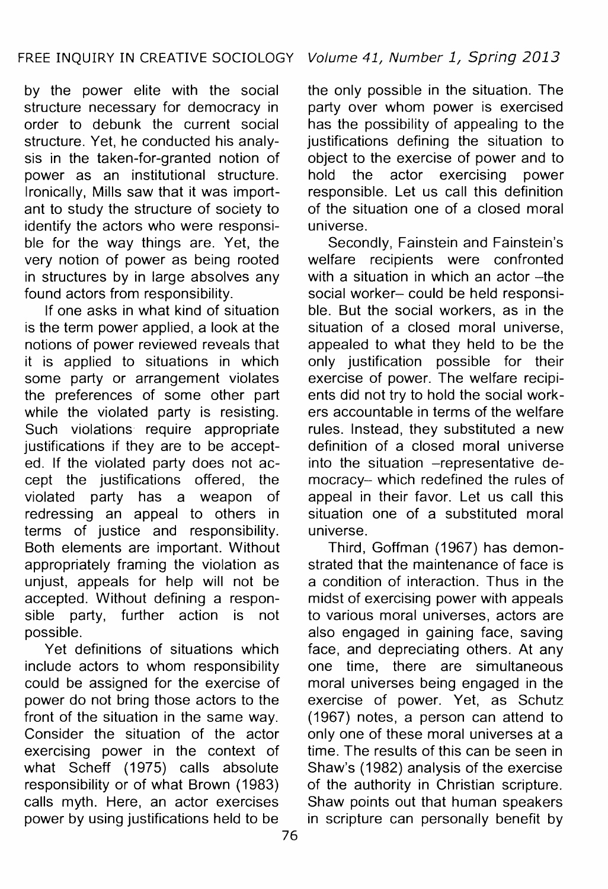by the power elite with the social structure necessary for democracy in order to debunk the current social structure. Yet, he conducted his analysis in the taken-for-granted notion of power as an institutional structure. Ironically, Mills saw that it was important to study the structure of society to identify the actors who were responsible for the way things are. Yet, the very notion of power as being rooted in structures by in large absolves any found actors from responsibility.

If one asks in what kind of situation is the term power applied, a look at the notions of power reviewed reveals that it is applied to situations in which some party or arrangement violates the preferences of some other part while the violated party is resisting. Such violations require appropriate justifications if they are to be accepted. If the violated party does not accept the justifications offered, the violated party has a weapon of redressing an appeal to others in terms of justice and responsibility. Both elements are important. Without appropriately framing the violation as unjust, appeals for help will not be accepted. Without defining a responsible party, further action is not possible.

Yet definitions of situations which include actors to whom responsibility could be assigned for the exercise of power do not bring those actors to the front of the situation in the same way. Consider the situation of the actor exercising power in the context of what Scheff (1975) calls absolute responsibility or of what Brown (1983) calls myth. Here, an actor exercises power by using justifications held to be the only possible in the situation. The party over whom power is exercised has the possibility of appealing to the justifications defining the situation to object to the exercise of power and to hold the actor exercising power responsible. Let us call this definition of the situation one of a closed moral universe.

Secondly, Fainstein and Fainstein's welfare recipients were confronted with a situation in which an actor –the social worker– could be held responsible. But the social workers, as in the situation of a closed moral universe, appealed to what they held to be the only justification possible for their exercise of power. The welfare recipients did not try to hold the social workers accountable in terms of the welfare rules. Instead, they substituted a new definition of a closed moral universe into the situation –representative democracy– which redefined the rules of appeal in their favor. Let us call this situation one of a substituted moral universe.

Third, Goffman (1967) has demonstrated that the maintenance of face is a condition of interaction. Thus in the midst of exercising power with appeals to various moral universes, actors are also engaged in gaining face, saving face, and depreciating others. At any one time, there are simultaneous moral universes being engaged in the exercise of power. Yet, as Schutz (1967) notes, a person can attend to only one of these moral universes at a time. The results of this can be seen in Shaw's (1982) analysis of the exercise of the authority in Christian scripture. Shaw points out that human speakers in scripture can personally benefit by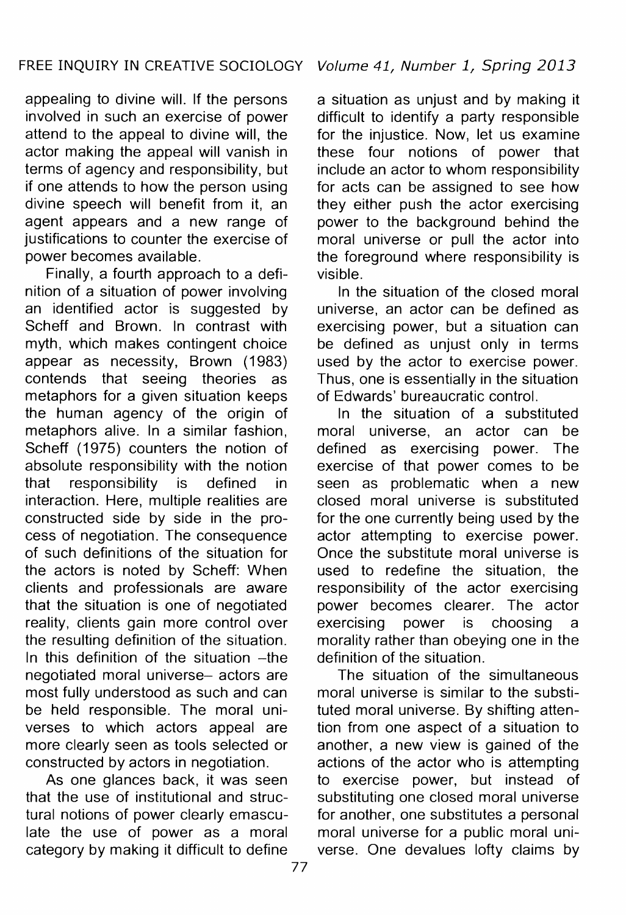appealing to divine will. If the persons involved in such an exercise of power attend to the appeal to divine will, the actor making the appeal will vanish in terms of agency and responsibility, but if one attends to how the person using divine speech will benefit from it, an agent appears and a new range of justifications to counter the exercise of power becomes available.

Finally, a fourth approach to a definition of a situation of power involving an identified actor is suggested by Scheff and Brown. In contrast with myth, which makes contingent choice appear as necessity, Brown (1983) contends that seeing theories as metaphors for a given situation keeps the human agency of the origin of metaphors alive. In a similar fashion, Scheff (1975) counters the notion of absolute responsibility with the notion that responsibility is defined in interaction. Here, multiple realities are constructed side by side in the process of negotiation. The consequence of such definitions of the situation for the actors is noted by Scheff: When clients and professionals are aware that the situation is one of negotiated reality, clients gain more control over the resulting definition of the situation. In this definition of the situation –the negotiated moral universe– actors are most fully understood as such and can be held responsible. The moral universes to which actors appeal are more clearly seen as tools selected or constructed by actors in negotiation.

As one glances back, it was seen that the use of institutional and structural notions of power clearly emasculate the use of power as a moral category by making it difficult to define a situation as unjust and by making it difficult to identify a party responsible for the injustice. Now, let us examine these four notions of power that include an actor to whom responsibility for acts can be assigned to see how they either push the actor exercising power to the background behind the moral universe or pull the actor into the foreground where responsibility is visible.

In the situation of the closed moral universe, an actor can be defined as exercising power, but a situation can be defined as unjust only in terms used by the actor to exercise power. Thus, one is essentially in the situation of Edwards' bureaucratic control.

In the situation of a substituted moral universe, an actor can be defined as exercising power. The exercise of that power comes to be seen as problematic when a new closed moral universe is substituted for the one currently being used by the actor attempting to exercise power. Once the substitute moral universe is used to redefine the situation, the responsibility of the actor exercising power becomes clearer. The actor exercising power is choosing a morality rather than obeying one in the definition of the situation.

The situation of the simultaneous moral universe is similar to the substituted moral universe. By shifting attention from one aspect of a situation to another, a new view is gained of the actions of the actor who is attempting to exercise power, but instead of substituting one closed moral universe for another, one substitutes a personal moral universe for a public moral universe. One devalues lofty claims by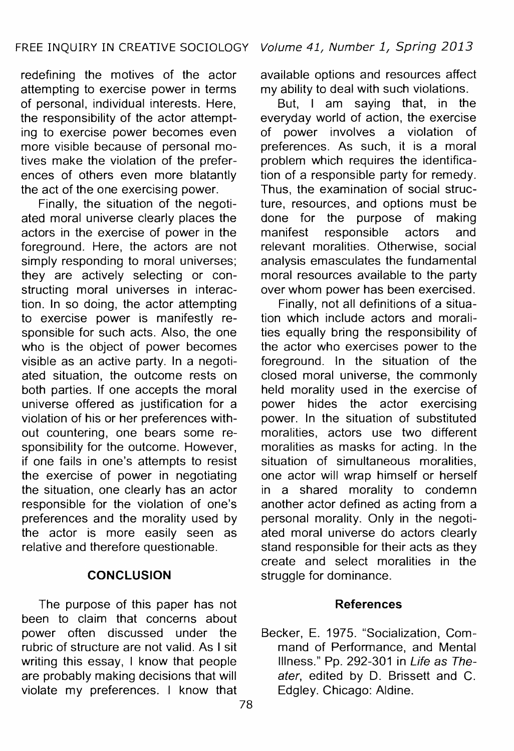redefining the motives of the actor attempting to exercise power in terms of personal, individual interests. Here, the responsibility of the actor attempting to exercise power becomes even more visible because of personal motives make the violation of the preferences of others even more blatantly the act of the one exercising power.

Finally, the situation of the negotiated moral universe clearly places the actors in the exercise of power in the foreground. Here, the actors are not simply responding to moral universes; they are actively selecting or constructing moral universes in interaction. In so doing, the actor attempting to exercise power is manifestly responsible for such acts. Also, the one who is the object of power becomes visible as an active party. In a negotiated situation, the outcome rests on both parties. If one accepts the moral universe offered as justification for a violation of his or her preferences without countering, one bears some responsibility for the outcome. However, if one fails in one's attempts to resist the exercise of power in negotiating the situation, one clearly has an actor responsible for the violation of one's preferences and the morality used by the actor is more easily seen as relative and therefore questionable.

## CONCLUSION

The purpose of this paper has not been to claim that concerns about power often discussed under the rubric of structure are not valid. As I sit writing this essay, I know that people are probably making decisions that will violate my preferences. I know that available options and resources affect my ability to deal with such violations.

But, I am saying that, in the everyday world of action, the exercise of power involves a violation of preferences. As such, it is a moral problem which requires the identification of a responsible party for remedy. Thus, the examination of social structure, resources, and options must be done for the purpose of making manifest responsible actors and relevant moralities. Otherwise, social analysis emasculates the fundamental moral resources available to the party over whom power has been exercised.

Finally, not all definitions of a situation which include actors and moralities equally bring the responsibility of the actor who exercises power to the foreground. In the situation of the closed moral universe, the commonly held morality used in the exercise of power hides the actor exercising power. In the situation of substituted moralities, actors use two different moralities as masks for acting. In the situation of simultaneous moralities, one actor will wrap himself or herself in a shared morality to condemn another actor defined as acting from a personal morality. Only in the negotiated moral universe do actors clearly stand responsible for their acts as they create and select moralities in the struggle for dominance.

### References

Becker, E. 1975. "Socialization, Command of Performance, and Mental Illness." Pp. 292-301 in *Life as Theater*, edited by D. Brissett and C. Edgley. Chicago: Aldine.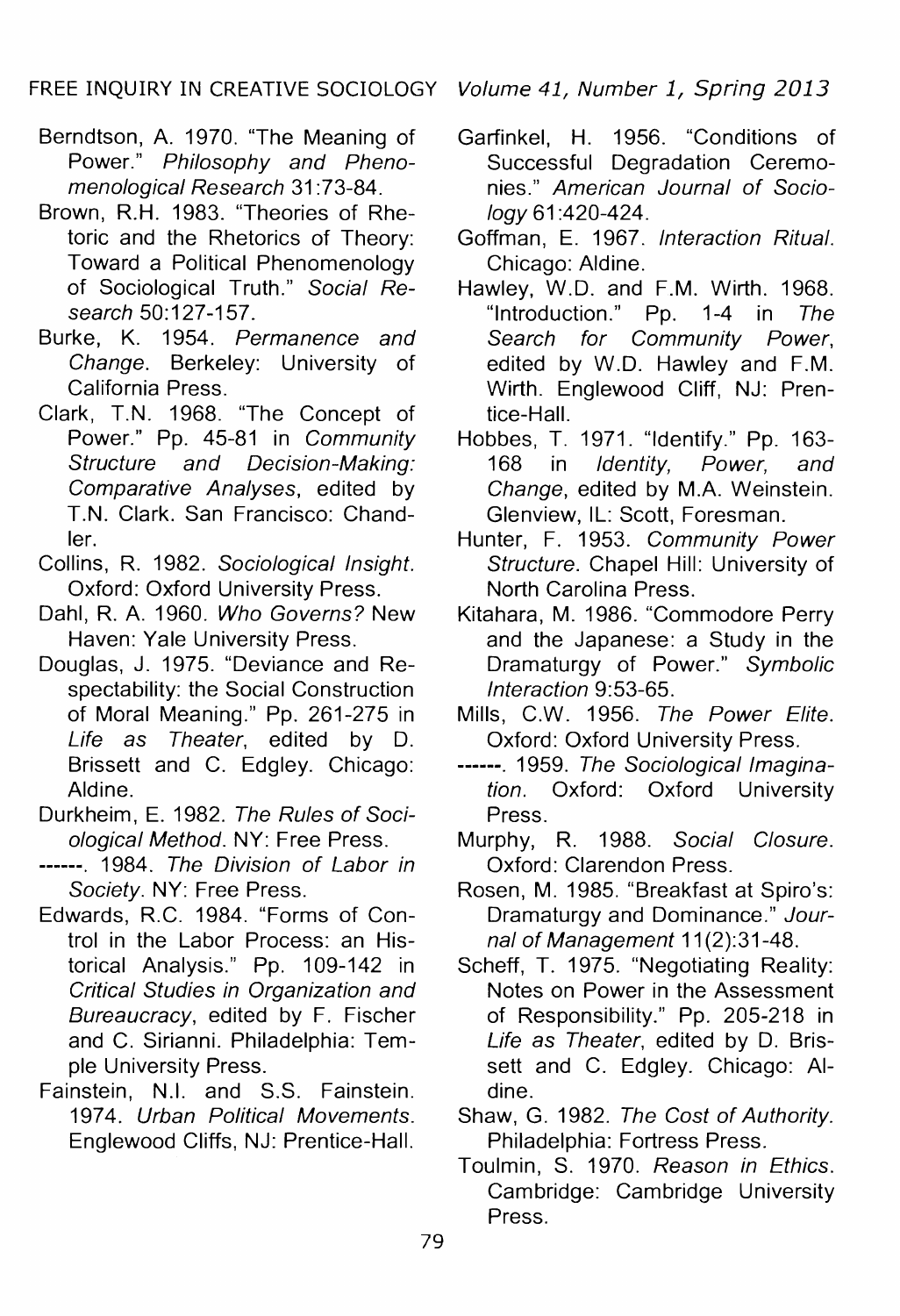Berndtson, A. 1970. "The Meaning of Power." *Philosophy and Phenomenological Research* 31:73-84.

Brown, R.H. 1983. "Theories of Rhetoric and the Rhetorics of Theory: Toward a Political Phenomenology of Sociological Truth." *Social Research* 50:127-157.

Burke, K. 1954. *Permanence and Change*. Berkeley: University of California Press.

Clark, T.N. 1968. "The Concept of Power." Pp. 45-81 in *Community Structure and Decision-Making: Comparative Analyses*, edited by T.N. Clark. San Francisco: Chandler.

Collins, R. 1982. *Sociological Insight*. Oxford: Oxford University Press.

Dahl, R. A. 1960. *Who Governs?* New Haven: Yale University Press.

Douglas, J. 1975. "Deviance and Respectability: the Social Construction of Moral Meaning." Pp. 261-275 in *Life as Theater*, edited by D. Brissett and C. Edgley. Chicago: Aldine.

Durkheim, E. 1982. *The Rules of Sociological Method*. NY: Free Press.

------. 1984. *The Division of Labor in Society*. NY: Free Press.

Edwards, R.C. 1984. "Forms of Control in the Labor Process: an Historical Analysis." Pp. 109-142 in *Critical Studies in Organization and Bureaucracy*, edited by F. Fischer and C. Sirianni. Philadelphia: Temple University Press.

Fainstein, N.I. and S.S. Fainstein. 1974. *Urban Political Movements*. Englewood Cliffs, NJ: Prentice-Hall.

Garfinkel, H. 1956. "Conditions of Successful Degradation Ceremonies." *American Journal of Sociology* 61:420-424.

Goffman, E. 1967. *Interaction Ritual*. Chicago: Aldine.

Hawley, W.D. and F.M. Wirth. 1968. "Introduction." Pp. 1-4 in *The Search for Community Power*, edited by W.D. Hawley and F.M. Wirth. Englewood Cliff, NJ: Prentice-Hall.

Hobbes, T. 1971. "Identify." Pp. 163-168 in *Identity, Power, and Change*, edited by M.A. Weinstein. Glenview, IL: Scott, Foresman.

Hunter, F. 1953. *Community Power Structure*. Chapel Hill: University of North Carolina Press.

Kitahara, M. 1986. "Commodore Perry and the Japanese: a Study in the Dramaturgy of Power." *Symbolic Interaction* 9:53-65.

Mills, C.W. 1956. *The Power Elite*. Oxford: Oxford University Press.

------. 1959. *The Sociological Imagination*. Oxford: Oxford University Press.

Murphy, R. 1988. *Social Closure*. Oxford: Clarendon Press.

Rosen, M. 1985. "Breakfast at Spiro's: Dramaturgy and Dominance." *Journal of Management* 11(2):31-48.

Scheff, T. 1975. "Negotiating Reality: Notes on Power in the Assessment of Responsibility." Pp. 205-218 in *Life as Theater*, edited by D. Brissett and C. Edgley. Chicago: Aldine.

Shaw, G. 1982. *The Cost of Authority*. Philadelphia: Fortress Press.

Toulmin, S. 1970. *Reason in Ethics*. Cambridge: Cambridge University Press.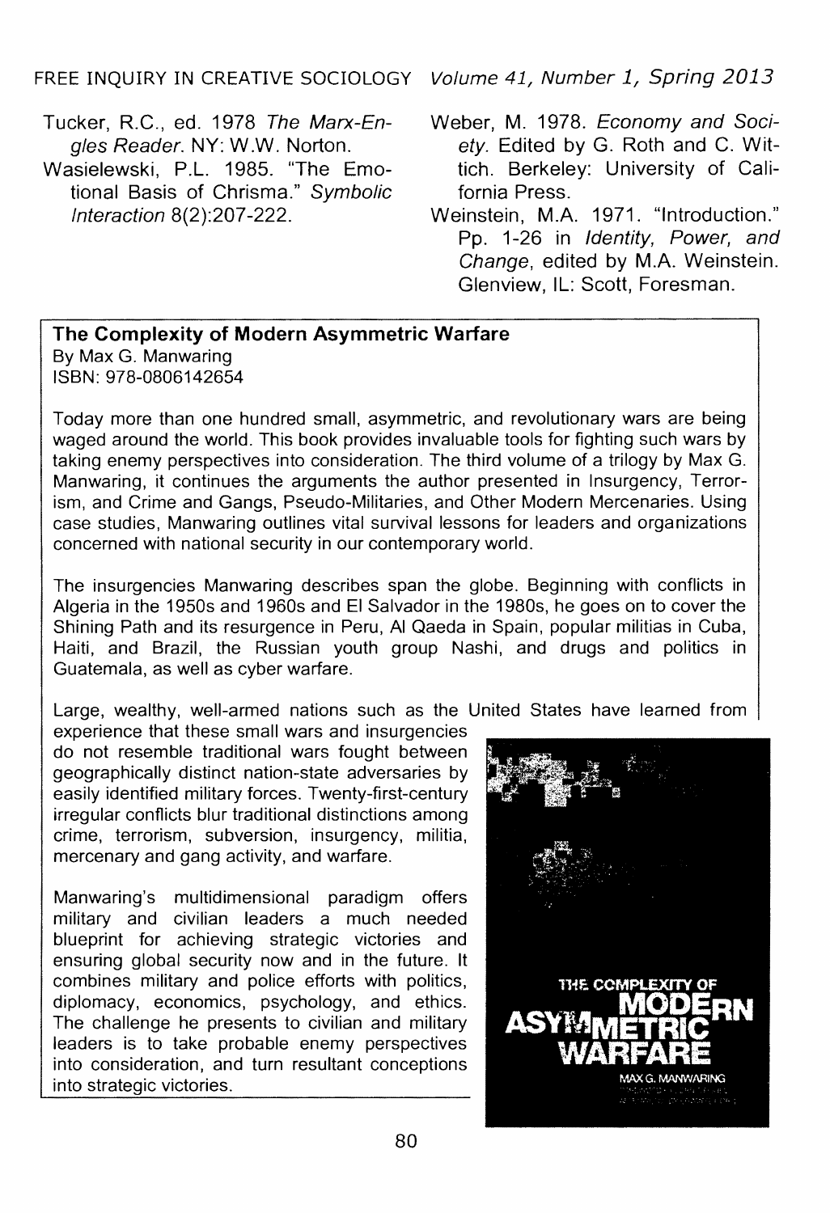Tucker, R.C., ed. 1978 *The Marx-Engles Reader*. NY: W.W. Norton.

Wasielewski, P.L. 1985. "The Emotional Basis of Chrisma." *Symbolic Interaction* 8(2):207-222.

Weber, M. 1978. *Economy and Society*. Edited by G. Roth and C. Wittich. Berkeley: University of California Press.

Weinstein, M.A. 1971. "Introduction." Pp. 1-26 in *Identity, Power, and Change*, edited by M.A. Weinstein. Glenview, IL: Scott, Foresman.

**The Complexity of Modern Asymmetric Warfare**
By Max G. Manwaring
ISBN: 978-0806142654

Today more than one hundred small, asymmetric, and revolutionary wars are being waged around the world. This book provides invaluable tools for fighting such wars by taking enemy perspectives into consideration. The third volume of a trilogy by Max G. Manwaring, it continues the arguments the author presented in Insurgency, Terrorism, and Crime and Gangs, Pseudo-Militaries, and Other Modern Mercenaries. Using case studies, Manwaring outlines vital survival lessons for leaders and organizations concerned with national security in our contemporary world.

The insurgencies Manwaring describes span the globe. Beginning with conflicts in Algeria in the 1950s and 1960s and El Salvador in the 1980s, he goes on to cover the Shining Path and its resurgence in Peru, Al Qaeda in Spain, popular militias in Cuba, Haiti, and Brazil, the Russian youth group Nashi, and drugs and politics in Guatemala, as well as cyber warfare.

Large, wealthy, well-armed nations such as the United States have learned from experience that these small wars and insurgencies do not resemble traditional wars fought between geographically distinct nation-state adversaries by easily identified military forces. Twenty-first-century irregular conflicts blur traditional distinctions among crime, terrorism, subversion, insurgency, militia, mercenary and gang activity, and warfare.

Manwaring's multidimensional paradigm offers military and civilian leaders a much needed blueprint for achieving strategic victories and ensuring global security now and in the future. It combines military and police efforts with politics, diplomacy, economics, psychology, and ethics. The challenge he presents to civilian and military leaders is to take probable enemy perspectives into consideration, and turn resultant conceptions into strategic victories.